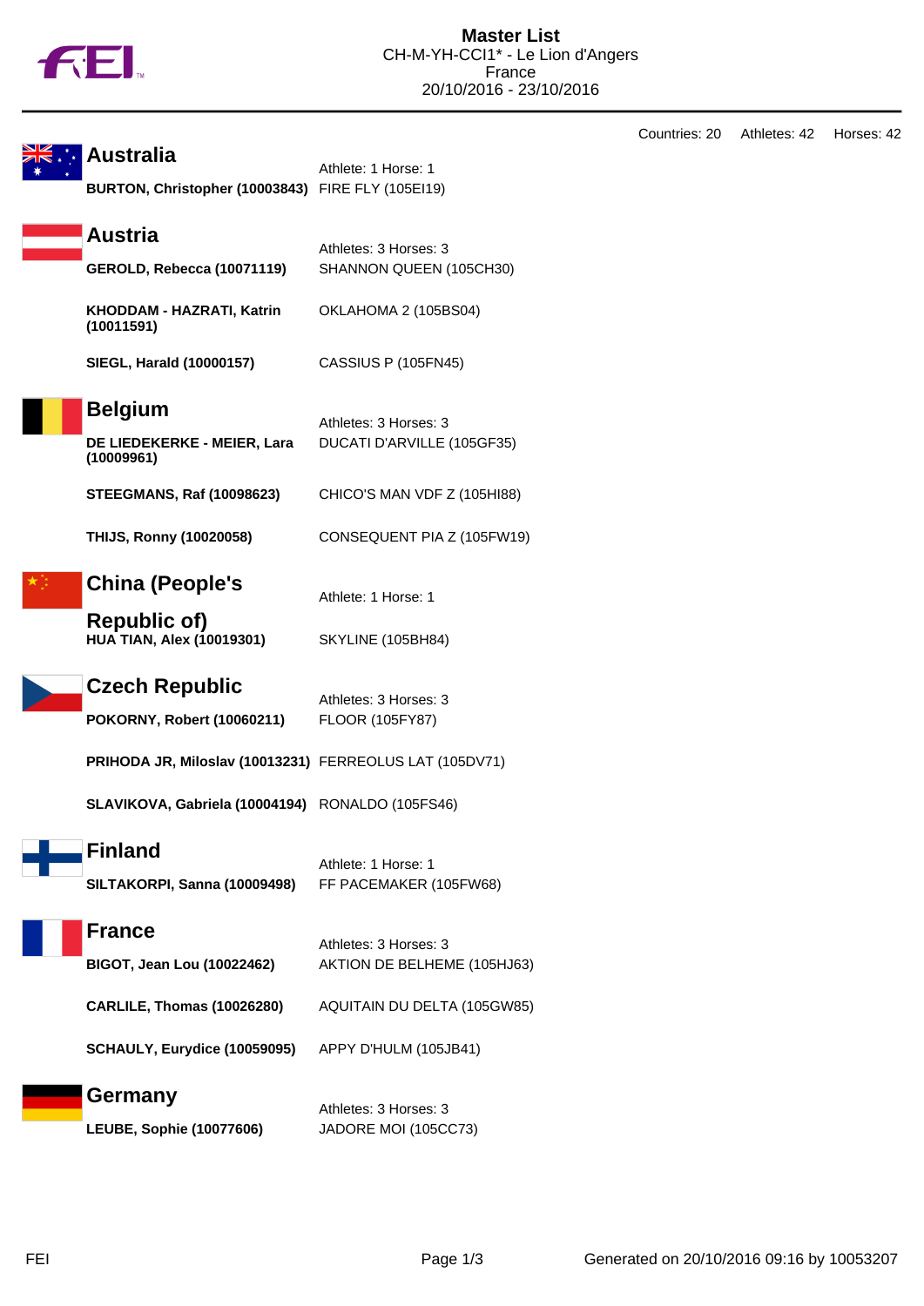# Master List

CH-M-YH-CCI1* - Le Lion d'Angers
France
20/10/2016 - 23/10/2016

Countries: 20 Athletes: 42 Horses: 42

## Australia

Athlete: 1 Horse: 1

**BURTON, Christopher (10003843)** FIRE FLY (105EI19)

## Austria

Athletes: 3 Horses: 3

**GEROLD, Rebecca (10071119)** SHANNON QUEEN (105CH30)

**KHODDAM - HAZRATI, Katrin (10011591)** OKLAHOMA 2 (105BS04)

**SIEGL, Harald (10000157)** CASSIUS P (105FN45)

## Belgium

Athletes: 3 Horses: 3

**DE LIEDEKERKE - MEIER, Lara (10009961)** DUCATI D'ARVILLE (105GF35)

**STEEGMANS, Raf (10098623)** CHICO'S MAN VDF Z (105HI88)

**THIJS, Ronny (10020058)** CONSEQUENT PIA Z (105FW19)

## China (People's Republic of)

Athlete: 1 Horse: 1

**HUA TIAN, Alex (10019301)** SKYLINE (105BH84)

## Czech Republic

Athletes: 3 Horses: 3

**POKORNY, Robert (10060211)** FLOOR (105FY87)

**PRIHODA JR, Miloslav (10013231)** FERREOLUS LAT (105DV71)

**SLAVIKOVA, Gabriela (10004194)** RONALDO (105FS46)

## Finland

Athlete: 1 Horse: 1

**SILTAKORPI, Sanna (10009498)** FF PACEMAKER (105FW68)

## France

Athletes: 3 Horses: 3

**BIGOT, Jean Lou (10022462)** AKTION DE BELHEME (105HJ63)

**CARLILE, Thomas (10026280)** AQUITAIN DU DELTA (105GW85)

**SCHAULY, Eurydice (10059095)** APPY D'HULM (105JB41)

## Germany

Athletes: 3 Horses: 3

**LEUBE, Sophie (10077606)** JADORE MOI (105CC73)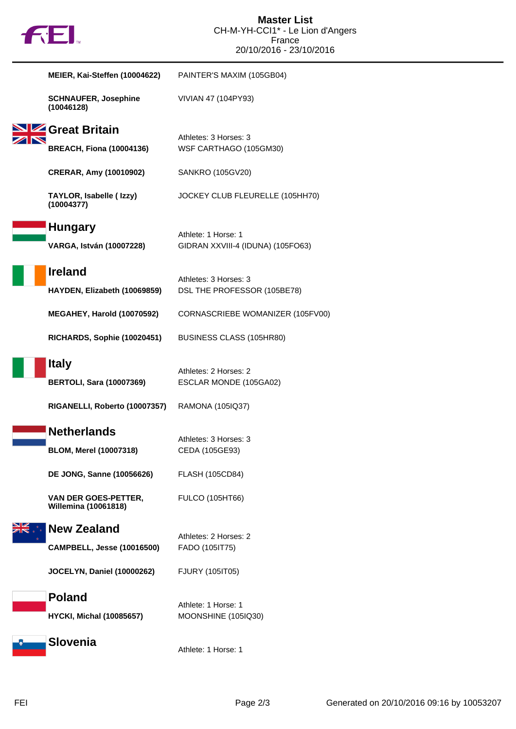**MEIER, Kai-Steffen (10004622)** PAINTER'S MAXIM (105GB04)

**SCHNAUFER, Josephine (10046128)** VIVIAN 47 (104PY93)

## Great Britain

Athletes: 3 Horses: 3

**BREACH, Fiona (10004136)** WSF CARTHAGO (105GM30)

**CRERAR, Amy (10010902)** SANKRO (105GV20)

**TAYLOR, Isabelle ( Izzy) (10004377)** JOCKEY CLUB FLEURELLE (105HH70)

## Hungary

Athlete: 1 Horse: 1

**VARGA, István (10007228)** GIDRAN XXVIII-4 (IDUNA) (105FO63)

## Ireland

Athletes: 3 Horses: 3

**HAYDEN, Elizabeth (10069859)** DSL THE PROFESSOR (105BE78)

**MEGAHEY, Harold (10070592)** CORNASCRIEBE WOMANIZER (105FV00)

**RICHARDS, Sophie (10020451)** BUSINESS CLASS (105HR80)

## Italy

Athletes: 2 Horses: 2

**BERTOLI, Sara (10007369)** ESCLAR MONDE (105GA02)

**RIGANELLI, Roberto (10007357)** RAMONA (105IQ37)

## Netherlands

Athletes: 3 Horses: 3

**BLOM, Merel (10007318)** CEDA (105GE93)

**DE JONG, Sanne (10056626)** FLASH (105CD84)

**VAN DER GOES-PETTER, Willemina (10061818)** FULCO (105HT66)

## New Zealand

Athletes: 2 Horses: 2

**CAMPBELL, Jesse (10016500)** FADO (105IT75)

**JOCELYN, Daniel (10000262)** FJURY (105IT05)

## Poland

Athlete: 1 Horse: 1

**HYCKI, Michal (10085657)** MOONSHINE (105IQ30)

## Slovenia

Athlete: 1 Horse: 1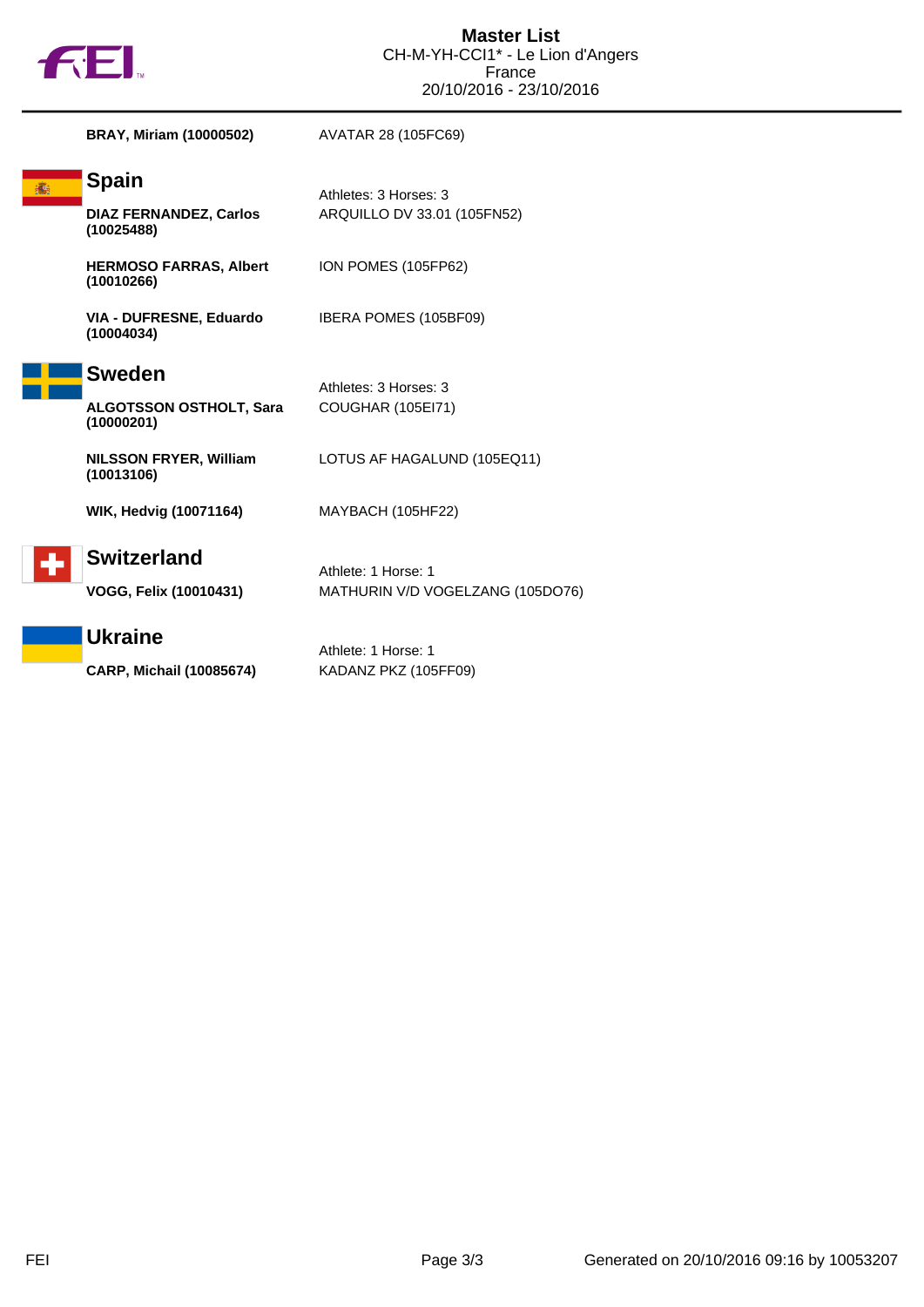# Master List

CH-M-YH-CCI1* - Le Lion d'Angers
France
20/10/2016 - 23/10/2016

| | |
|---|---|
| **BRAY, Miriam (10000502)** | AVATAR 28 (105FC69) |

## Spain

Athletes: 3 Horses: 3

| | |
|---|---|
| **DIAZ FERNANDEZ, Carlos (10025488)** | ARQUILLO DV 33.01 (105FN52) |
| **HERMOSO FARRAS, Albert (10010266)** | ION POMES (105FP62) |
| **VIA - DUFRESNE, Eduardo (10004034)** | IBERA POMES (105BF09) |

## Sweden

Athletes: 3 Horses: 3

| | |
|---|---|
| **ALGOTSSON OSTHOLT, Sara (10000201)** | COUGHAR (105EI71) |
| **NILSSON FRYER, William (10013106)** | LOTUS AF HAGALUND (105EQ11) |
| **WIK, Hedvig (10071164)** | MAYBACH (105HF22) |

## Switzerland

Athlete: 1 Horse: 1

| | |
|---|---|
| **VOGG, Felix (10010431)** | MATHURIN V/D VOGELZANG (105DO76) |

## Ukraine

Athlete: 1 Horse: 1

| | |
|---|---|
| **CARP, Michail (10085674)** | KADANZ PKZ (105FF09) |

Generated on 20/10/2016 09:16 by 10053207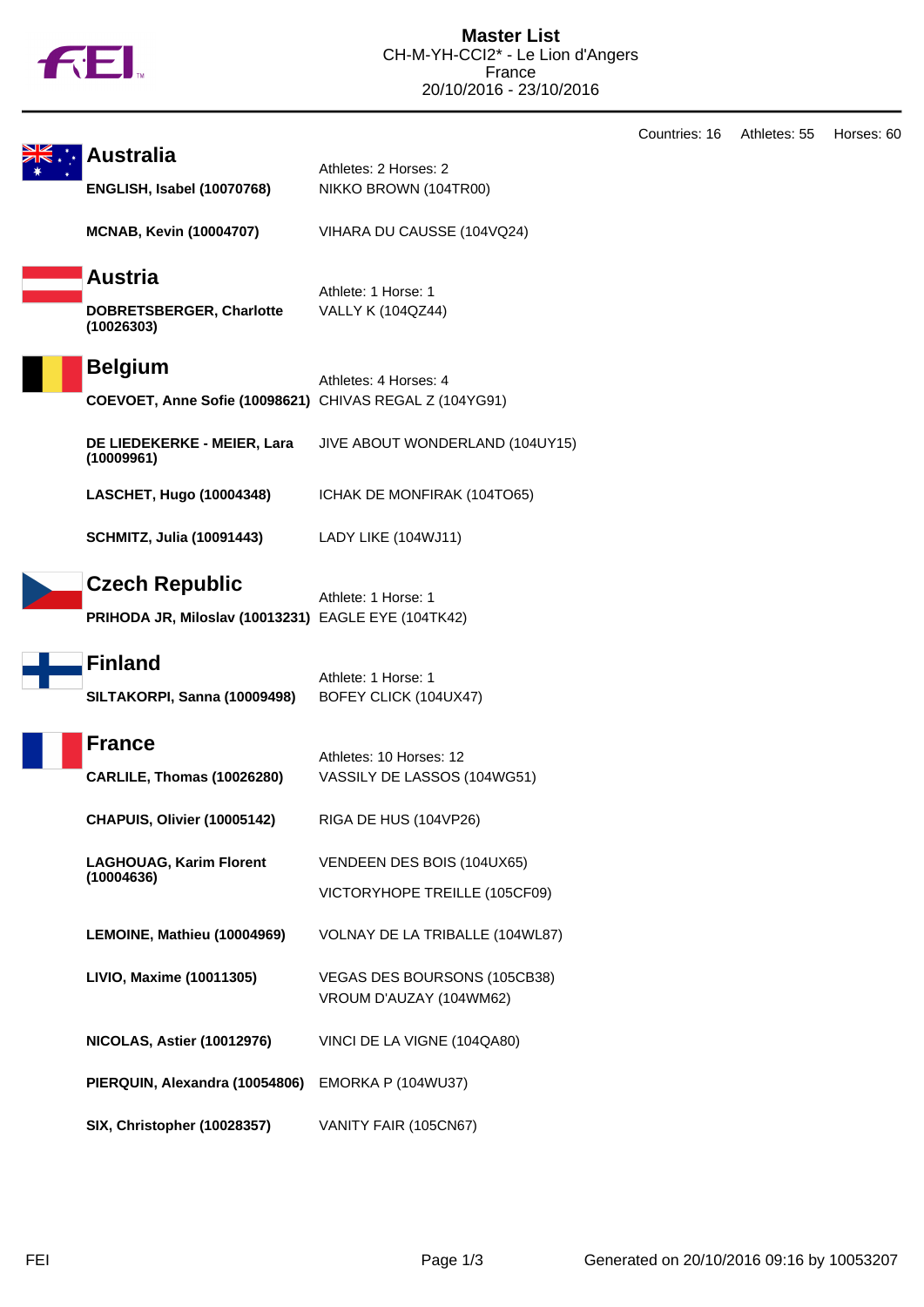# Master List

CH-M-YH-CCI2* - Le Lion d'Angers
France
20/10/2016 - 23/10/2016

Countries: 16 Athletes: 55 Horses: 60

## Australia

Athletes: 2 Horses: 2

| Athlete | Horse |
|---|---|
| **ENGLISH, Isabel (10070768)** | NIKKO BROWN (104TR00) |
| **MCNAB, Kevin (10004707)** | VIHARA DU CAUSSE (104VQ24) |

## Austria

Athlete: 1 Horse: 1

| Athlete | Horse |
|---|---|
| **DOBRETSBERGER, Charlotte (10026303)** | VALLY K (104QZ44) |

## Belgium

Athletes: 4 Horses: 4

| Athlete | Horse |
|---|---|
| **COEVOET, Anne Sofie (10098621)** | CHIVAS REGAL Z (104YG91) |
| **DE LIEDEKERKE - MEIER, Lara (10009961)** | JIVE ABOUT WONDERLAND (104UY15) |
| **LASCHET, Hugo (10004348)** | ICHAK DE MONFIRAK (104TO65) |
| **SCHMITZ, Julia (10091443)** | LADY LIKE (104WJ11) |

## Czech Republic

Athlete: 1 Horse: 1

| Athlete | Horse |
|---|---|
| **PRIHODA JR, Miloslav (10013231)** | EAGLE EYE (104TK42) |

## Finland

Athlete: 1 Horse: 1

| Athlete | Horse |
|---|---|
| **SILTAKORPI, Sanna (10009498)** | BOFEY CLICK (104UX47) |

## France

Athletes: 10 Horses: 12

| Athlete | Horse |
|---|---|
| **CARLILE, Thomas (10026280)** | VASSILY DE LASSOS (104WG51) |
| **CHAPUIS, Olivier (10005142)** | RIGA DE HUS (104VP26) |
| **LAGHOUAG, Karim Florent (10004636)** | VENDEEN DES BOIS (104UX65) |
| | VICTORYHOPE TREILLE (105CF09) |
| **LEMOINE, Mathieu (10004969)** | VOLNAY DE LA TRIBALLE (104WL87) |
| **LIVIO, Maxime (10011305)** | VEGAS DES BOURSONS (105CB38) |
| | VROUM D'AUZAY (104WM62) |
| **NICOLAS, Astier (10012976)** | VINCI DE LA VIGNE (104QA80) |
| **PIERQUIN, Alexandra (10054806)** | EMORKA P (104WU37) |
| **SIX, Christopher (10028357)** | VANITY FAIR (105CN67) |

FEI — Generated on 20/10/2016 09:16 by 10053207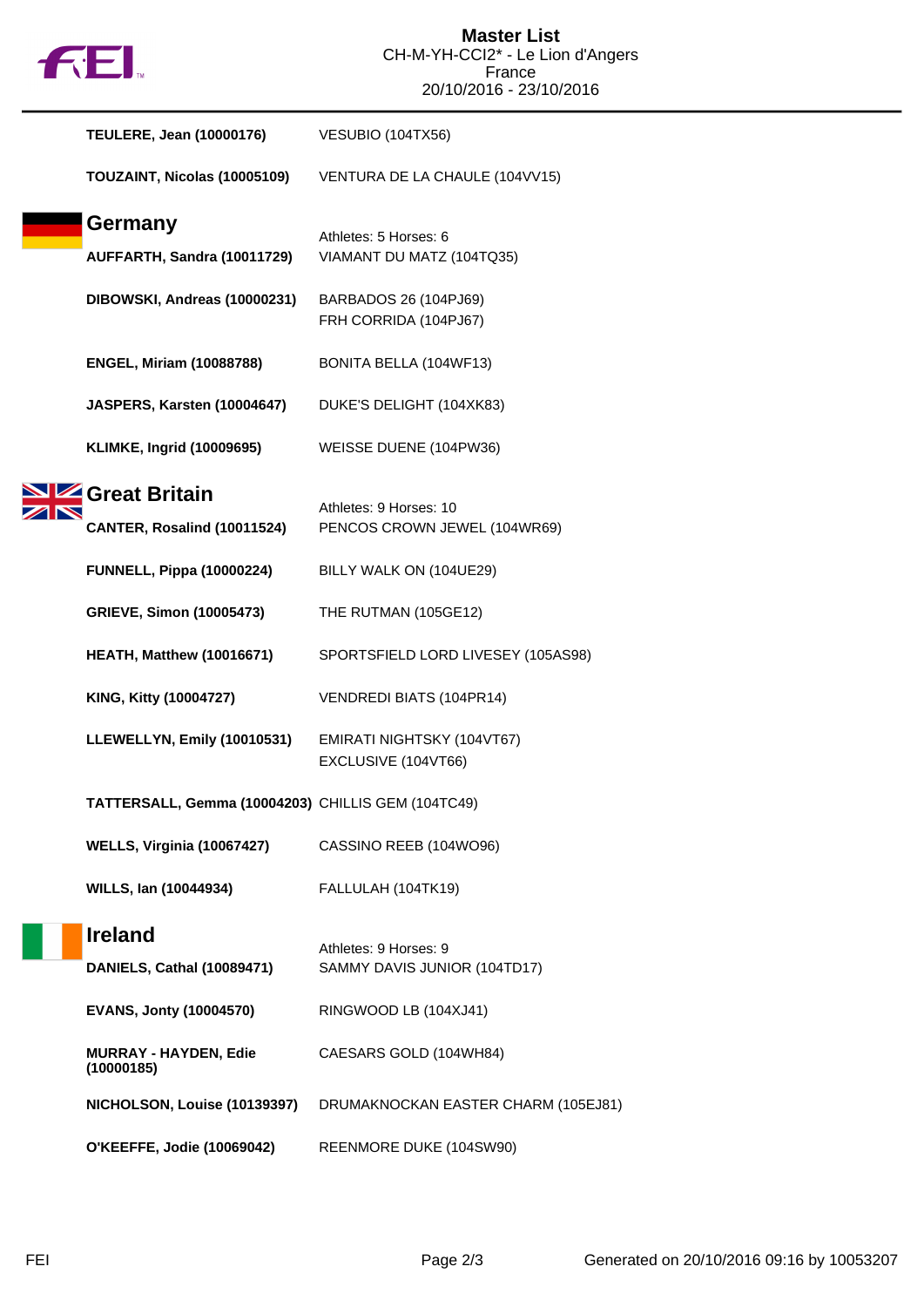**TEULERE, Jean (10000176)** VESUBIO (104TX56)

**TOUZAINT, Nicolas (10005109)** VENTURA DE LA CHAULE (104VV15)

## Germany

Athletes: 5 Horses: 6

| Athlete | Horse(s) |
|---|---|
| **AUFFARTH, Sandra (10011729)** | VIAMANT DU MATZ (104TQ35) |
| **DIBOWSKI, Andreas (10000231)** | BARBADOS 26 (104PJ69)<br>FRH CORRIDA (104PJ67) |
| **ENGEL, Miriam (10088788)** | BONITA BELLA (104WF13) |
| **JASPERS, Karsten (10004647)** | DUKE'S DELIGHT (104XK83) |
| **KLIMKE, Ingrid (10009695)** | WEISSE DUENE (104PW36) |

## Great Britain

Athletes: 9 Horses: 10

| Athlete | Horse(s) |
|---|---|
| **CANTER, Rosalind (10011524)** | PENCOS CROWN JEWEL (104WR69) |
| **FUNNELL, Pippa (10000224)** | BILLY WALK ON (104UE29) |
| **GRIEVE, Simon (10005473)** | THE RUTMAN (105GE12) |
| **HEATH, Matthew (10016671)** | SPORTSFIELD LORD LIVESEY (105AS98) |
| **KING, Kitty (10004727)** | VENDREDI BIATS (104PR14) |
| **LLEWELLYN, Emily (10010531)** | EMIRATI NIGHTSKY (104VT67)<br>EXCLUSIVE (104VT66) |
| **TATTERSALL, Gemma (10004203)** | CHILLIS GEM (104TC49) |
| **WELLS, Virginia (10067427)** | CASSINO REEB (104WO96) |
| **WILLS, Ian (10044934)** | FALLULAH (104TK19) |

## Ireland

Athletes: 9 Horses: 9

| Athlete | Horse(s) |
|---|---|
| **DANIELS, Cathal (10089471)** | SAMMY DAVIS JUNIOR (104TD17) |
| **EVANS, Jonty (10004570)** | RINGWOOD LB (104XJ41) |
| **MURRAY - HAYDEN, Edie (10000185)** | CAESARS GOLD (104WH84) |
| **NICHOLSON, Louise (10139397)** | DRUMAKNOCKAN EASTER CHARM (105EJ81) |
| **O'KEEFFE, Jodie (10069042)** | REENMORE DUKE (104SW90) |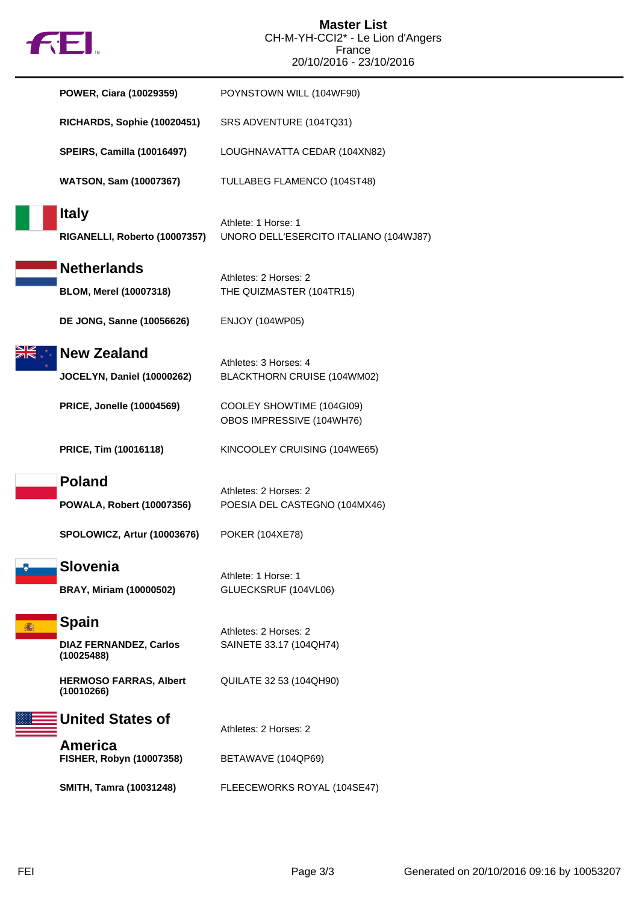# Master List
CH-M-YH-CCI2* - Le Lion d'Angers
France
20/10/2016 - 23/10/2016

| | |
|---|---|
| **POWER, Ciara (10029359)** | POYNSTOWN WILL (104WF90) |
| **RICHARDS, Sophie (10020451)** | SRS ADVENTURE (104TQ31) |
| **SPEIRS, Camilla (10016497)** | LOUGHNAVATTA CEDAR (104XN82) |
| **WATSON, Sam (10007367)** | TULLABEG FLAMENCO (104ST48) |

## Italy

Athlete: 1 Horse: 1

| | |
|---|---|
| **RIGANELLI, Roberto (10007357)** | UNORO DELL'ESERCITO ITALIANO (104WJ87) |

## Netherlands

Athletes: 2 Horses: 2

| | |
|---|---|
| **BLOM, Merel (10007318)** | THE QUIZMASTER (104TR15) |
| **DE JONG, Sanne (10056626)** | ENJOY (104WP05) |

## New Zealand

Athletes: 3 Horses: 4

| | |
|---|---|
| **JOCELYN, Daniel (10000262)** | BLACKTHORN CRUISE (104WM02) |
| **PRICE, Jonelle (10004569)** | COOLEY SHOWTIME (104GI09)<br>OBOS IMPRESSIVE (104WH76) |
| **PRICE, Tim (10016118)** | KINCOOLEY CRUISING (104WE65) |

## Poland

Athletes: 2 Horses: 2

| | |
|---|---|
| **POWALA, Robert (10007356)** | POESIA DEL CASTEGNO (104MX46) |
| **SPOLOWICZ, Artur (10003676)** | POKER (104XE78) |

## Slovenia

Athlete: 1 Horse: 1

| | |
|---|---|
| **BRAY, Miriam (10000502)** | GLUECKSRUF (104VL06) |

## Spain

Athletes: 2 Horses: 2

| | |
|---|---|
| **DIAZ FERNANDEZ, Carlos (10025488)** | SAINETE 33.17 (104QH74) |
| **HERMOSO FARRAS, Albert (10010266)** | QUILATE 32 53 (104QH90) |

## United States of America

Athletes: 2 Horses: 2

| | |
|---|---|
| **FISHER, Robyn (10007358)** | BETAWAVE (104QP69) |
| **SMITH, Tamra (10031248)** | FLEECEWORKS ROYAL (104SE47) |

Generated on 20/10/2016 09:16 by 10053207